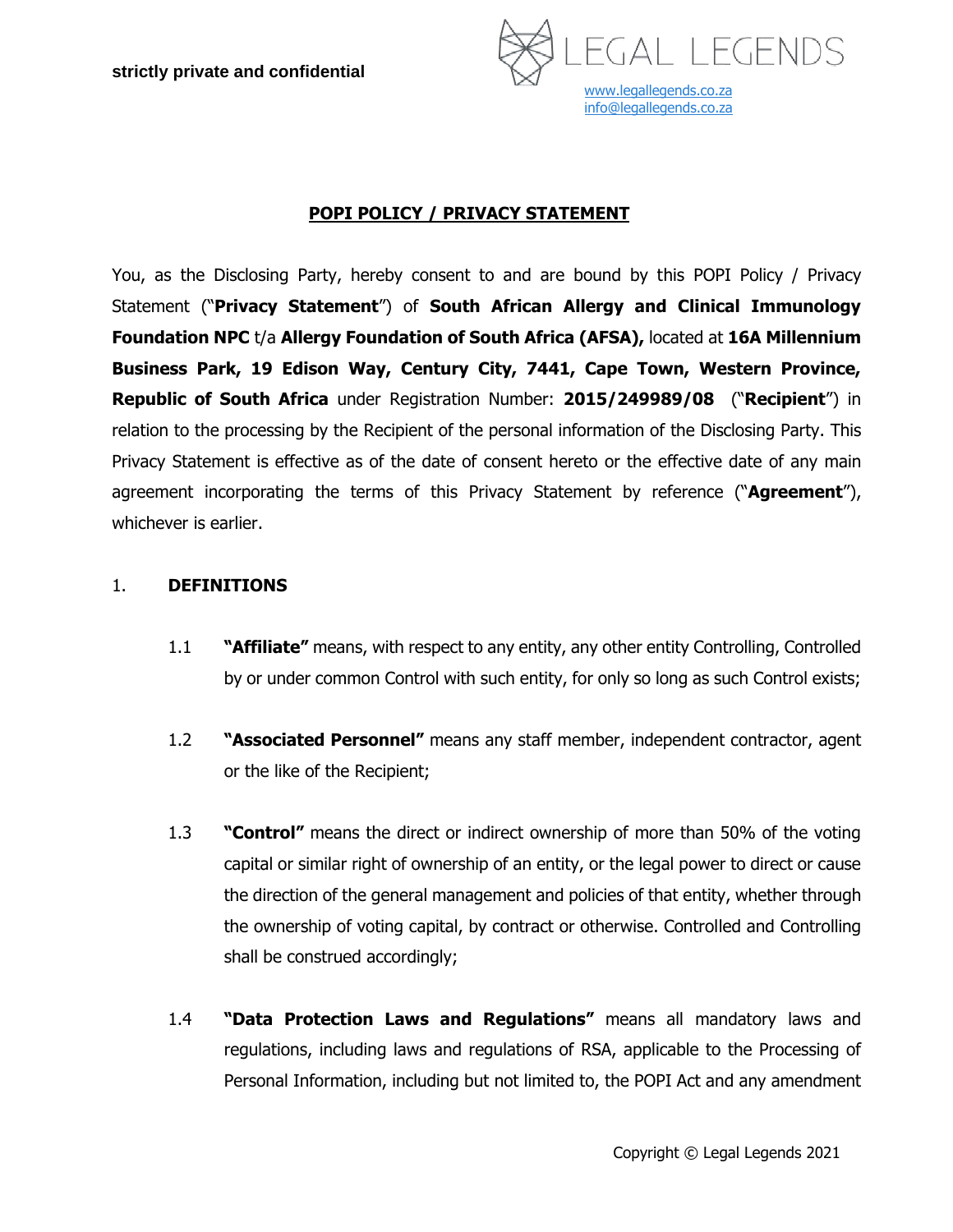strictly private and confidential

LEGAL LEGENDS
www.legallegends.co.za
info@legallegends.co.za

# POPI POLICY / PRIVACY STATEMENT

You, as the Disclosing Party, hereby consent to and are bound by this POPI Policy / Privacy Statement ("**Privacy Statement**") of **South African Allergy and Clinical Immunology Foundation NPC** t/a **Allergy Foundation of South Africa (AFSA),** located at **16A Millennium Business Park, 19 Edison Way, Century City, 7441, Cape Town, Western Province, Republic of South Africa** under Registration Number: **2015/249989/08** ("**Recipient**") in relation to the processing by the Recipient of the personal information of the Disclosing Party. This Privacy Statement is effective as of the date of consent hereto or the effective date of any main agreement incorporating the terms of this Privacy Statement by reference ("**Agreement**"), whichever is earlier.

## 1. DEFINITIONS

1.1 **"Affiliate"** means, with respect to any entity, any other entity Controlling, Controlled by or under common Control with such entity, for only so long as such Control exists;

1.2 **"Associated Personnel"** means any staff member, independent contractor, agent or the like of the Recipient;

1.3 **"Control"** means the direct or indirect ownership of more than 50% of the voting capital or similar right of ownership of an entity, or the legal power to direct or cause the direction of the general management and policies of that entity, whether through the ownership of voting capital, by contract or otherwise. Controlled and Controlling shall be construed accordingly;

1.4 **"Data Protection Laws and Regulations"** means all mandatory laws and regulations, including laws and regulations of RSA, applicable to the Processing of Personal Information, including but not limited to, the POPI Act and any amendment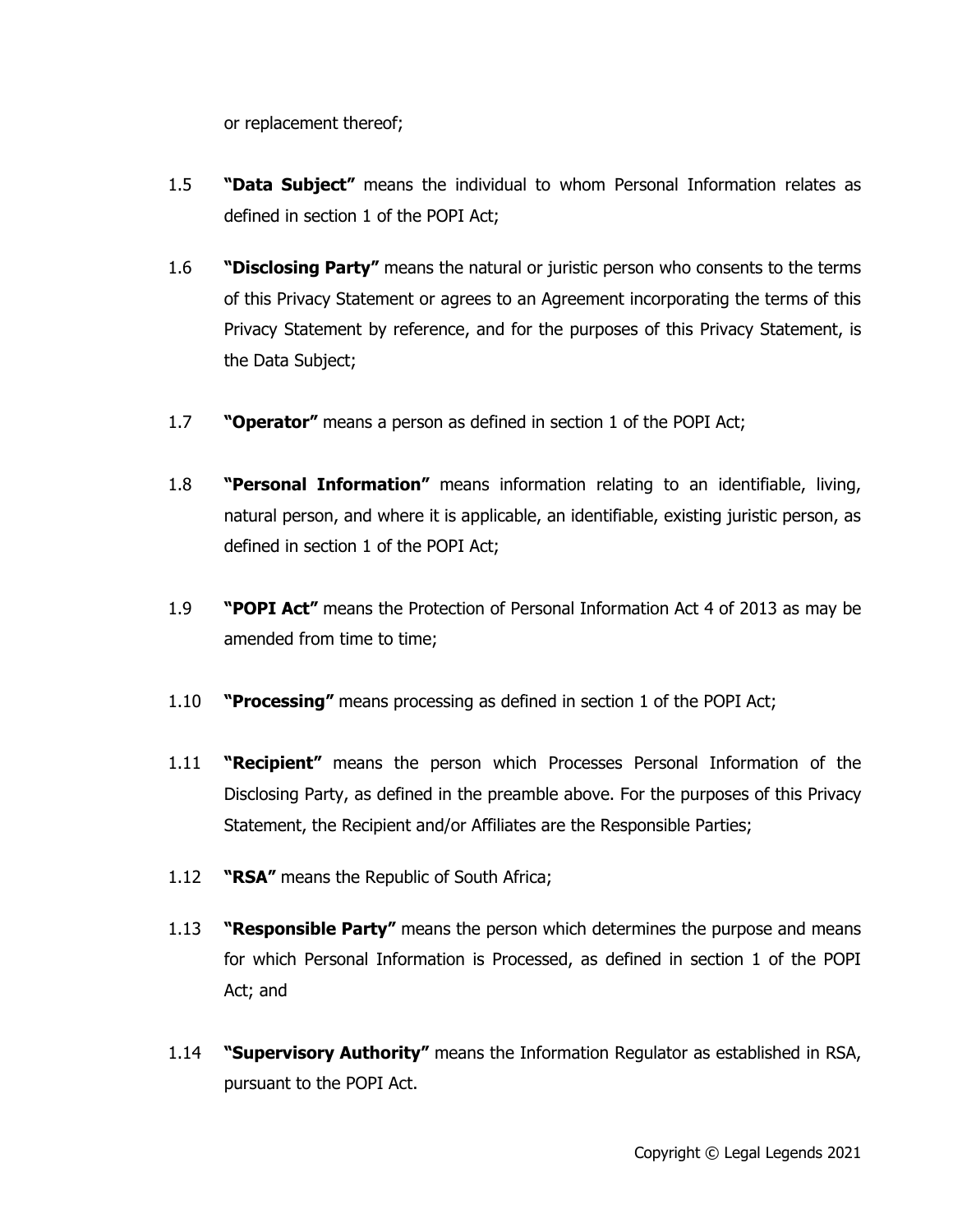or replacement thereof;

1.5 **"Data Subject"** means the individual to whom Personal Information relates as defined in section 1 of the POPI Act;

1.6 **"Disclosing Party"** means the natural or juristic person who consents to the terms of this Privacy Statement or agrees to an Agreement incorporating the terms of this Privacy Statement by reference, and for the purposes of this Privacy Statement, is the Data Subject;

1.7 **"Operator"** means a person as defined in section 1 of the POPI Act;

1.8 **"Personal Information"** means information relating to an identifiable, living, natural person, and where it is applicable, an identifiable, existing juristic person, as defined in section 1 of the POPI Act;

1.9 **"POPI Act"** means the Protection of Personal Information Act 4 of 2013 as may be amended from time to time;

1.10 **"Processing"** means processing as defined in section 1 of the POPI Act;

1.11 **"Recipient"** means the person which Processes Personal Information of the Disclosing Party, as defined in the preamble above. For the purposes of this Privacy Statement, the Recipient and/or Affiliates are the Responsible Parties;

1.12 **"RSA"** means the Republic of South Africa;

1.13 **"Responsible Party"** means the person which determines the purpose and means for which Personal Information is Processed, as defined in section 1 of the POPI Act; and

1.14 **"Supervisory Authority"** means the Information Regulator as established in RSA, pursuant to the POPI Act.

Copyright © Legal Legends 2021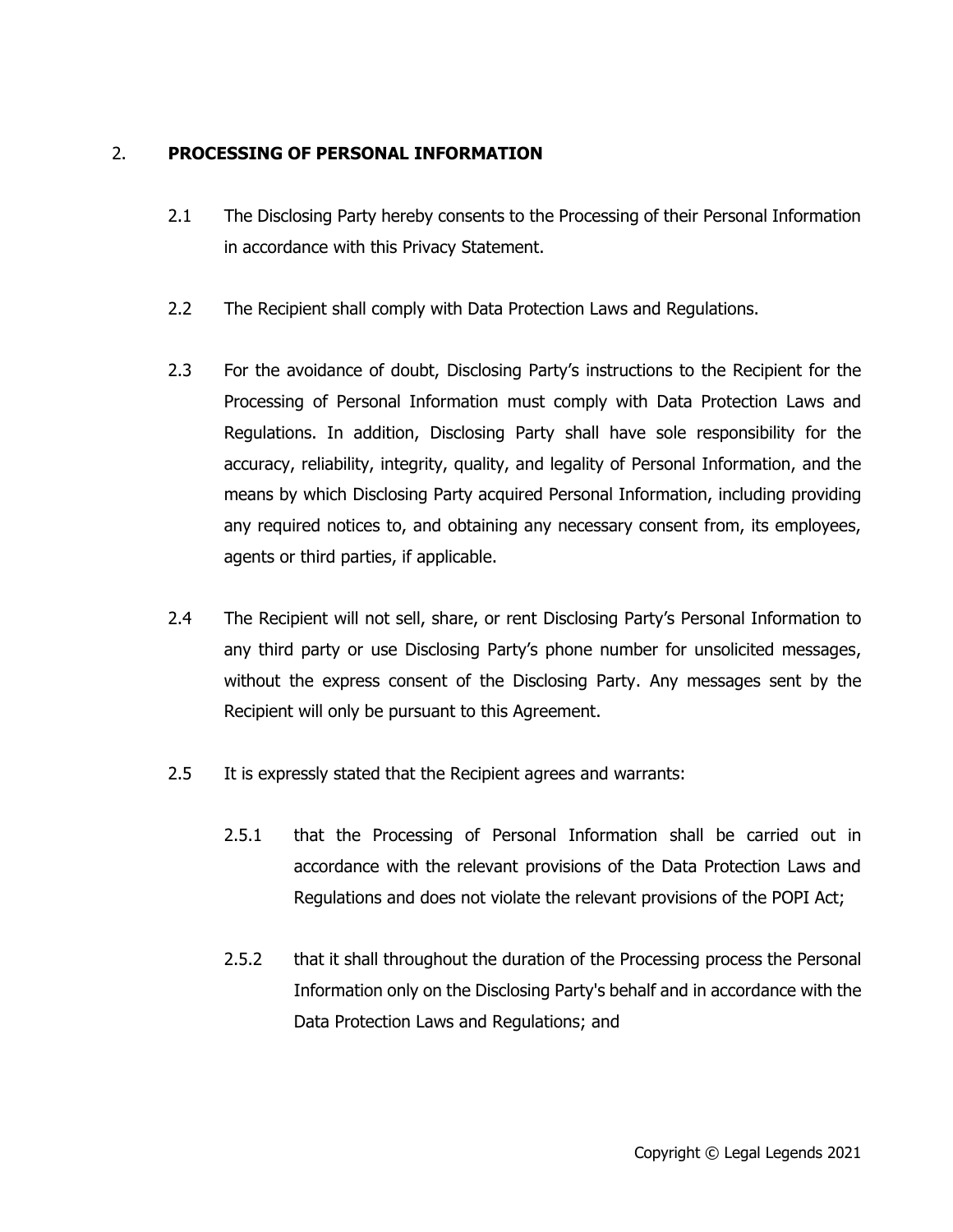## 2. PROCESSING OF PERSONAL INFORMATION

2.1 The Disclosing Party hereby consents to the Processing of their Personal Information in accordance with this Privacy Statement.

2.2 The Recipient shall comply with Data Protection Laws and Regulations.

2.3 For the avoidance of doubt, Disclosing Party's instructions to the Recipient for the Processing of Personal Information must comply with Data Protection Laws and Regulations. In addition, Disclosing Party shall have sole responsibility for the accuracy, reliability, integrity, quality, and legality of Personal Information, and the means by which Disclosing Party acquired Personal Information, including providing any required notices to, and obtaining any necessary consent from, its employees, agents or third parties, if applicable.

2.4 The Recipient will not sell, share, or rent Disclosing Party's Personal Information to any third party or use Disclosing Party's phone number for unsolicited messages, without the express consent of the Disclosing Party. Any messages sent by the Recipient will only be pursuant to this Agreement.

2.5 It is expressly stated that the Recipient agrees and warrants:

2.5.1 that the Processing of Personal Information shall be carried out in accordance with the relevant provisions of the Data Protection Laws and Regulations and does not violate the relevant provisions of the POPI Act;

2.5.2 that it shall throughout the duration of the Processing process the Personal Information only on the Disclosing Party's behalf and in accordance with the Data Protection Laws and Regulations; and

Copyright © Legal Legends 2021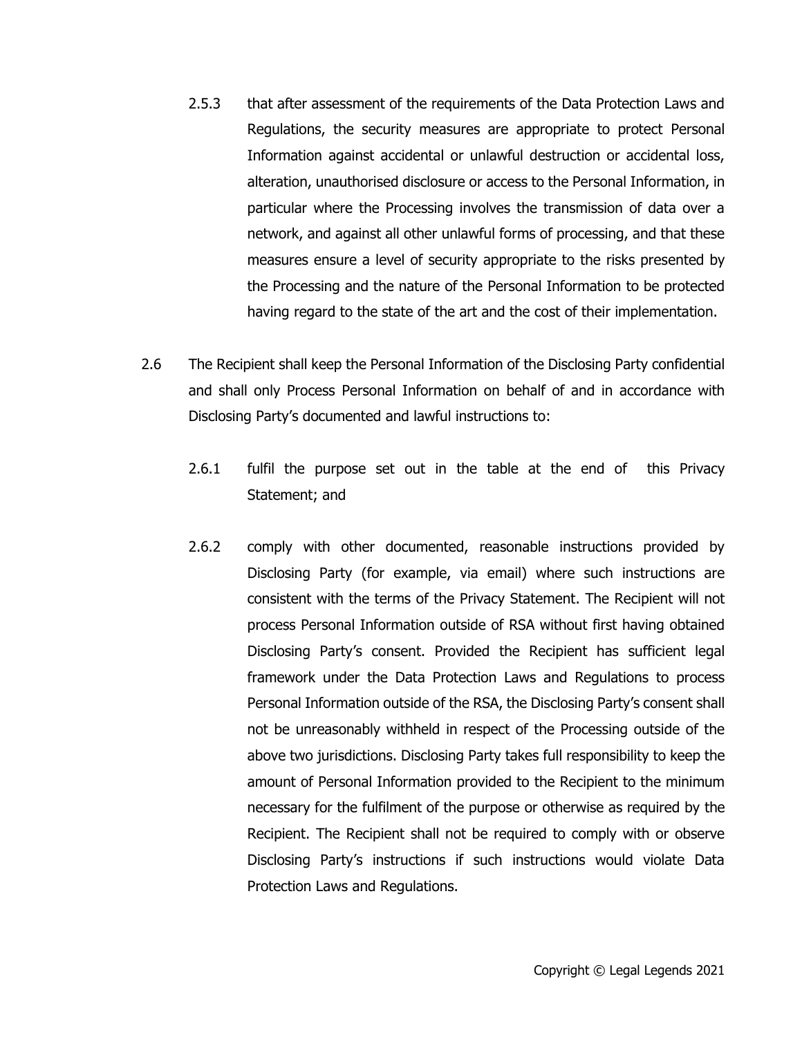2.5.3 that after assessment of the requirements of the Data Protection Laws and Regulations, the security measures are appropriate to protect Personal Information against accidental or unlawful destruction or accidental loss, alteration, unauthorised disclosure or access to the Personal Information, in particular where the Processing involves the transmission of data over a network, and against all other unlawful forms of processing, and that these measures ensure a level of security appropriate to the risks presented by the Processing and the nature of the Personal Information to be protected having regard to the state of the art and the cost of their implementation.

2.6 The Recipient shall keep the Personal Information of the Disclosing Party confidential and shall only Process Personal Information on behalf of and in accordance with Disclosing Party's documented and lawful instructions to:

2.6.1 fulfil the purpose set out in the table at the end of this Privacy Statement; and

2.6.2 comply with other documented, reasonable instructions provided by Disclosing Party (for example, via email) where such instructions are consistent with the terms of the Privacy Statement. The Recipient will not process Personal Information outside of RSA without first having obtained Disclosing Party's consent. Provided the Recipient has sufficient legal framework under the Data Protection Laws and Regulations to process Personal Information outside of the RSA, the Disclosing Party's consent shall not be unreasonably withheld in respect of the Processing outside of the above two jurisdictions. Disclosing Party takes full responsibility to keep the amount of Personal Information provided to the Recipient to the minimum necessary for the fulfilment of the purpose or otherwise as required by the Recipient. The Recipient shall not be required to comply with or observe Disclosing Party's instructions if such instructions would violate Data Protection Laws and Regulations.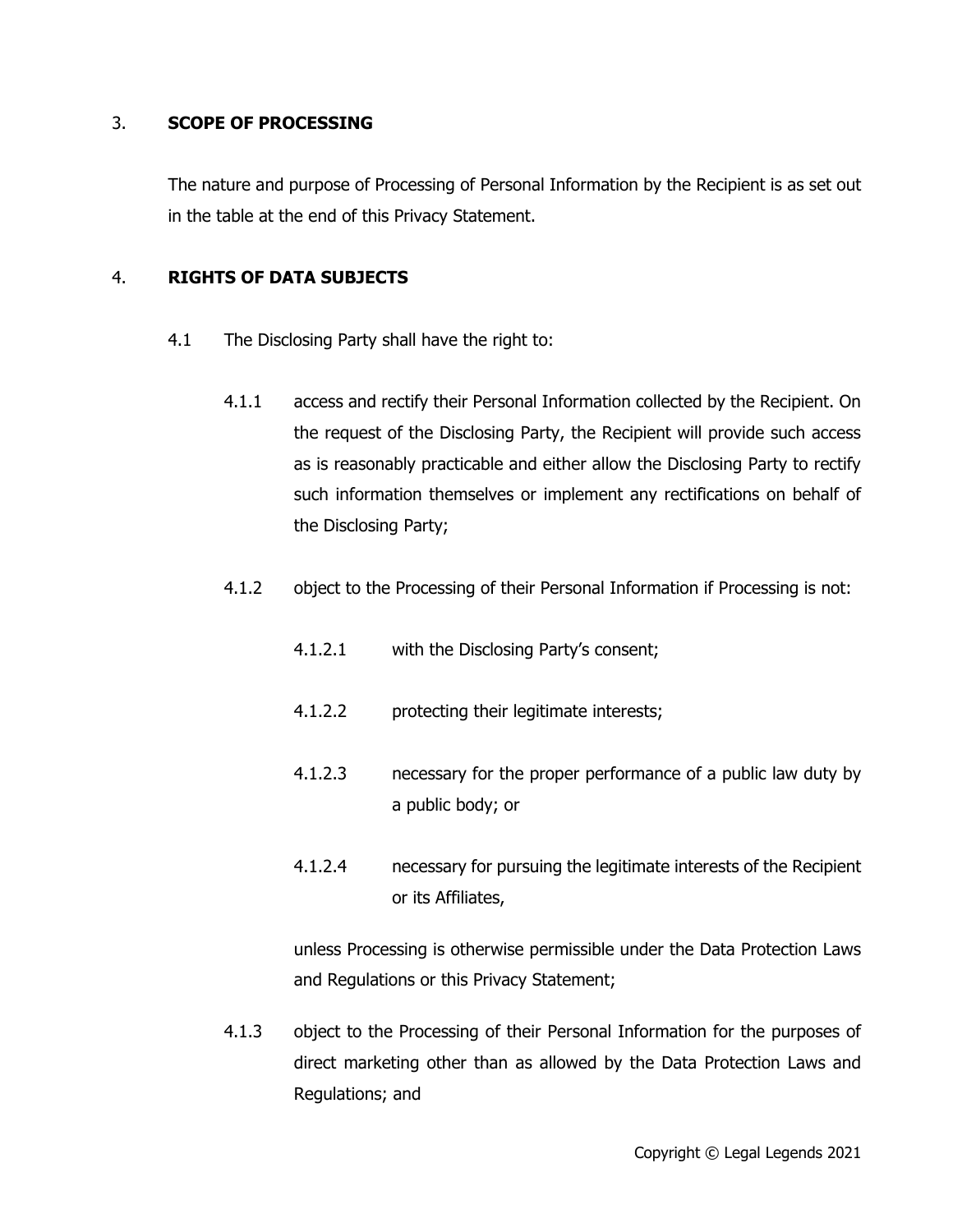## 3. SCOPE OF PROCESSING

The nature and purpose of Processing of Personal Information by the Recipient is as set out in the table at the end of this Privacy Statement.

## 4. RIGHTS OF DATA SUBJECTS

4.1 The Disclosing Party shall have the right to:

4.1.1 access and rectify their Personal Information collected by the Recipient. On the request of the Disclosing Party, the Recipient will provide such access as is reasonably practicable and either allow the Disclosing Party to rectify such information themselves or implement any rectifications on behalf of the Disclosing Party;

4.1.2 object to the Processing of their Personal Information if Processing is not:

4.1.2.1 with the Disclosing Party's consent;

4.1.2.2 protecting their legitimate interests;

4.1.2.3 necessary for the proper performance of a public law duty by a public body; or

4.1.2.4 necessary for pursuing the legitimate interests of the Recipient or its Affiliates,

unless Processing is otherwise permissible under the Data Protection Laws and Regulations or this Privacy Statement;

4.1.3 object to the Processing of their Personal Information for the purposes of direct marketing other than as allowed by the Data Protection Laws and Regulations; and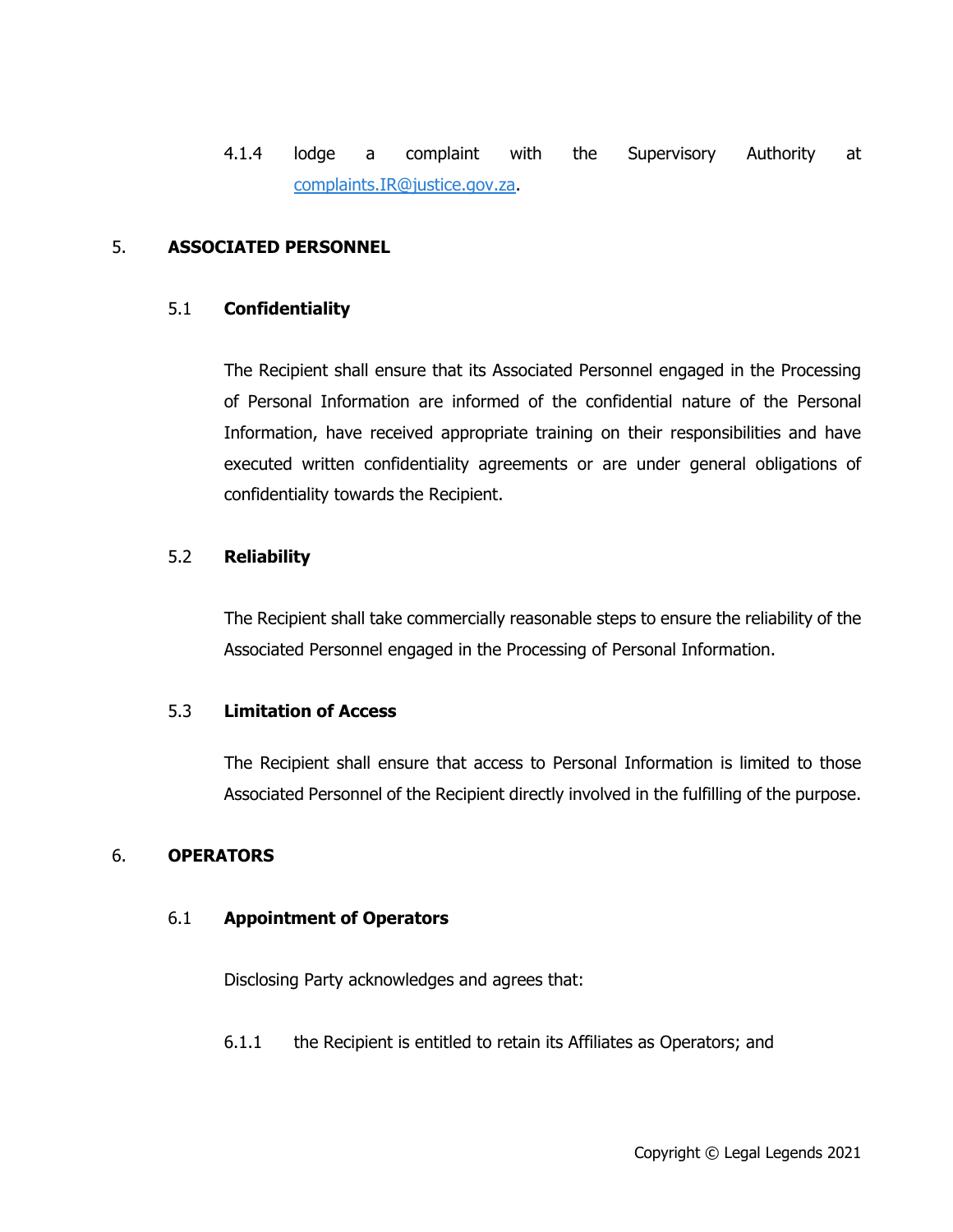4.1.4 lodge a complaint with the Supervisory Authority at complaints.IR@justice.gov.za.

## 5. ASSOCIATED PERSONNEL

### 5.1 Confidentiality

The Recipient shall ensure that its Associated Personnel engaged in the Processing of Personal Information are informed of the confidential nature of the Personal Information, have received appropriate training on their responsibilities and have executed written confidentiality agreements or are under general obligations of confidentiality towards the Recipient.

### 5.2 Reliability

The Recipient shall take commercially reasonable steps to ensure the reliability of the Associated Personnel engaged in the Processing of Personal Information.

### 5.3 Limitation of Access

The Recipient shall ensure that access to Personal Information is limited to those Associated Personnel of the Recipient directly involved in the fulfilling of the purpose.

## 6. OPERATORS

### 6.1 Appointment of Operators

Disclosing Party acknowledges and agrees that:

6.1.1 the Recipient is entitled to retain its Affiliates as Operators; and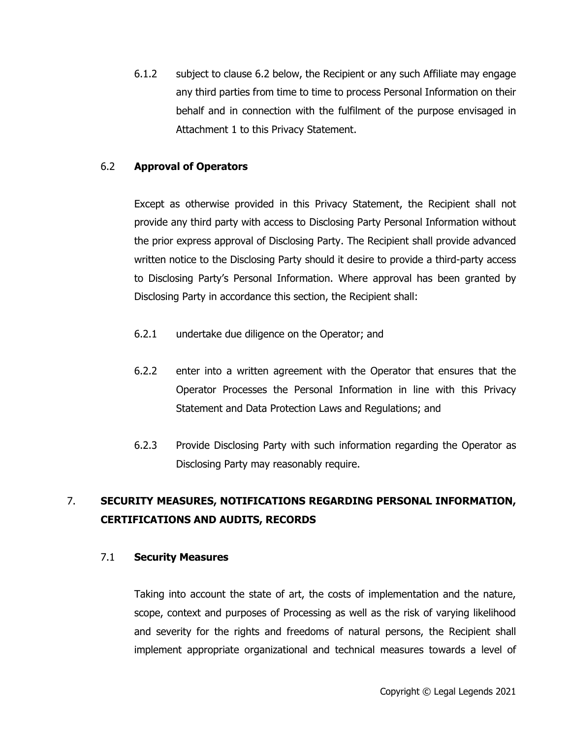6.1.2 subject to clause 6.2 below, the Recipient or any such Affiliate may engage any third parties from time to time to process Personal Information on their behalf and in connection with the fulfilment of the purpose envisaged in Attachment 1 to this Privacy Statement.

6.2 **Approval of Operators**

Except as otherwise provided in this Privacy Statement, the Recipient shall not provide any third party with access to Disclosing Party Personal Information without the prior express approval of Disclosing Party. The Recipient shall provide advanced written notice to the Disclosing Party should it desire to provide a third-party access to Disclosing Party's Personal Information. Where approval has been granted by Disclosing Party in accordance this section, the Recipient shall:

6.2.1 undertake due diligence on the Operator; and

6.2.2 enter into a written agreement with the Operator that ensures that the Operator Processes the Personal Information in line with this Privacy Statement and Data Protection Laws and Regulations; and

6.2.3 Provide Disclosing Party with such information regarding the Operator as Disclosing Party may reasonably require.

## 7. SECURITY MEASURES, NOTIFICATIONS REGARDING PERSONAL INFORMATION, CERTIFICATIONS AND AUDITS, RECORDS

7.1 **Security Measures**

Taking into account the state of art, the costs of implementation and the nature, scope, context and purposes of Processing as well as the risk of varying likelihood and severity for the rights and freedoms of natural persons, the Recipient shall implement appropriate organizational and technical measures towards a level of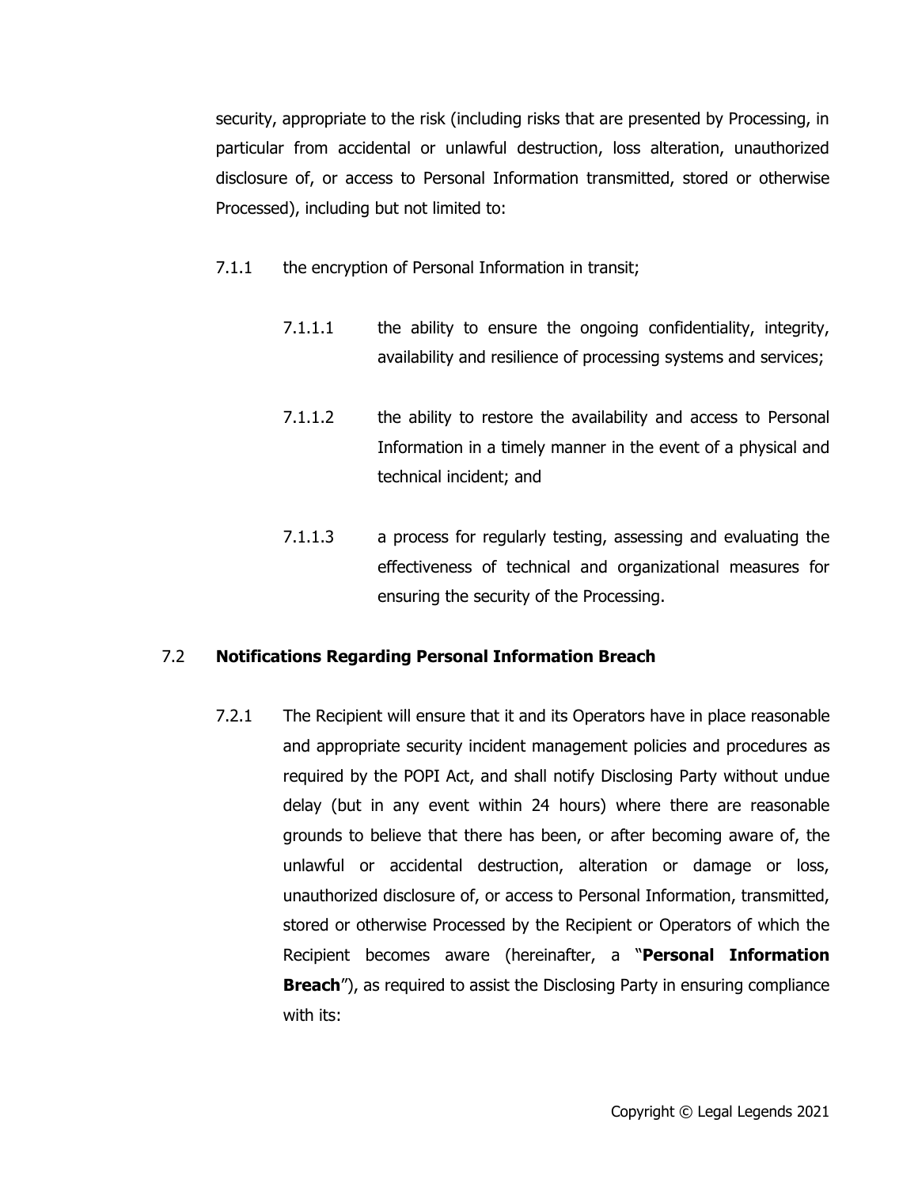security, appropriate to the risk (including risks that are presented by Processing, in particular from accidental or unlawful destruction, loss alteration, unauthorized disclosure of, or access to Personal Information transmitted, stored or otherwise Processed), including but not limited to:

7.1.1 the encryption of Personal Information in transit;

7.1.1.1 the ability to ensure the ongoing confidentiality, integrity, availability and resilience of processing systems and services;

7.1.1.2 the ability to restore the availability and access to Personal Information in a timely manner in the event of a physical and technical incident; and

7.1.1.3 a process for regularly testing, assessing and evaluating the effectiveness of technical and organizational measures for ensuring the security of the Processing.

7.2 **Notifications Regarding Personal Information Breach**

7.2.1 The Recipient will ensure that it and its Operators have in place reasonable and appropriate security incident management policies and procedures as required by the POPI Act, and shall notify Disclosing Party without undue delay (but in any event within 24 hours) where there are reasonable grounds to believe that there has been, or after becoming aware of, the unlawful or accidental destruction, alteration or damage or loss, unauthorized disclosure of, or access to Personal Information, transmitted, stored or otherwise Processed by the Recipient or Operators of which the Recipient becomes aware (hereinafter, a "**Personal Information Breach**"), as required to assist the Disclosing Party in ensuring compliance with its:

Copyright © Legal Legends 2021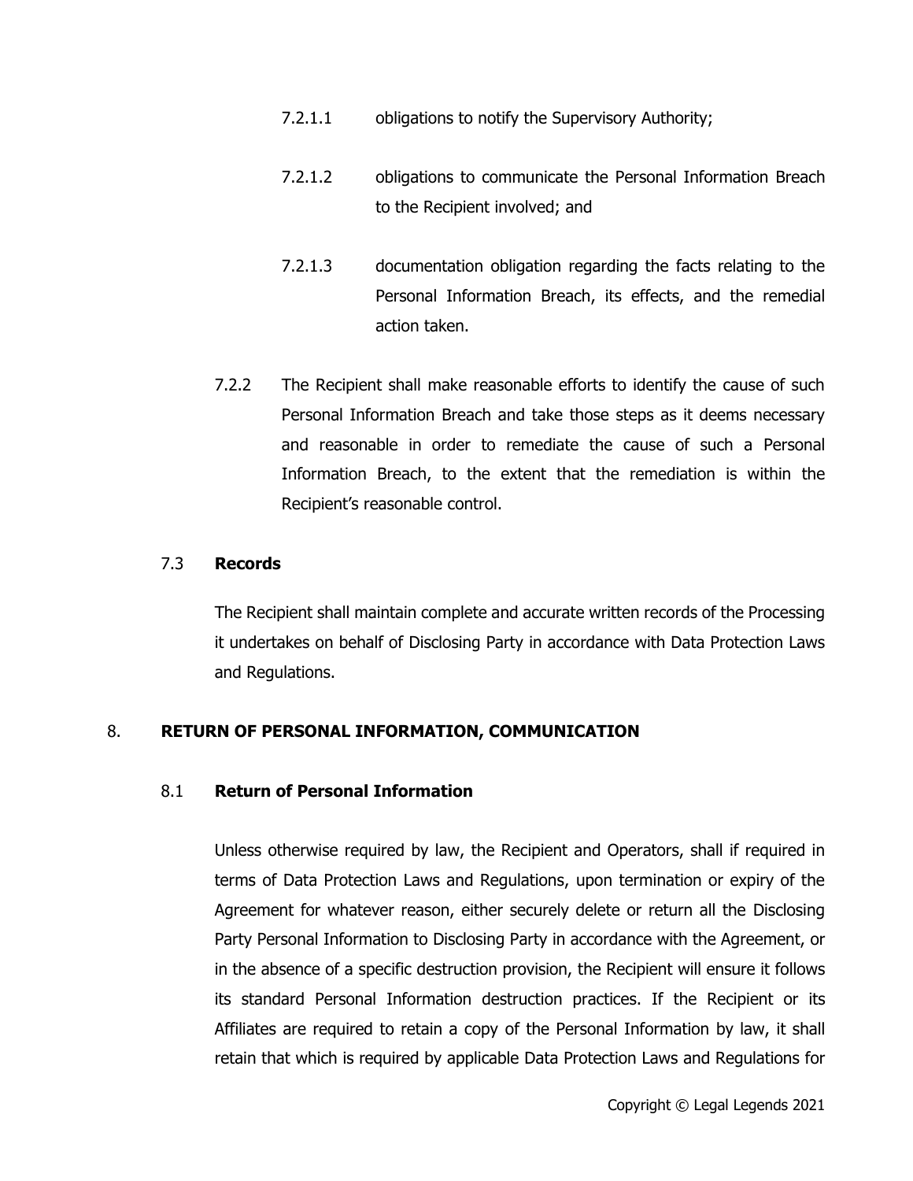7.2.1.1 obligations to notify the Supervisory Authority;

7.2.1.2 obligations to communicate the Personal Information Breach to the Recipient involved; and

7.2.1.3 documentation obligation regarding the facts relating to the Personal Information Breach, its effects, and the remedial action taken.

7.2.2 The Recipient shall make reasonable efforts to identify the cause of such Personal Information Breach and take those steps as it deems necessary and reasonable in order to remediate the cause of such a Personal Information Breach, to the extent that the remediation is within the Recipient's reasonable control.

### 7.3 **Records**

The Recipient shall maintain complete and accurate written records of the Processing it undertakes on behalf of Disclosing Party in accordance with Data Protection Laws and Regulations.

## 8. **RETURN OF PERSONAL INFORMATION, COMMUNICATION**

### 8.1 **Return of Personal Information**

Unless otherwise required by law, the Recipient and Operators, shall if required in terms of Data Protection Laws and Regulations, upon termination or expiry of the Agreement for whatever reason, either securely delete or return all the Disclosing Party Personal Information to Disclosing Party in accordance with the Agreement, or in the absence of a specific destruction provision, the Recipient will ensure it follows its standard Personal Information destruction practices. If the Recipient or its Affiliates are required to retain a copy of the Personal Information by law, it shall retain that which is required by applicable Data Protection Laws and Regulations for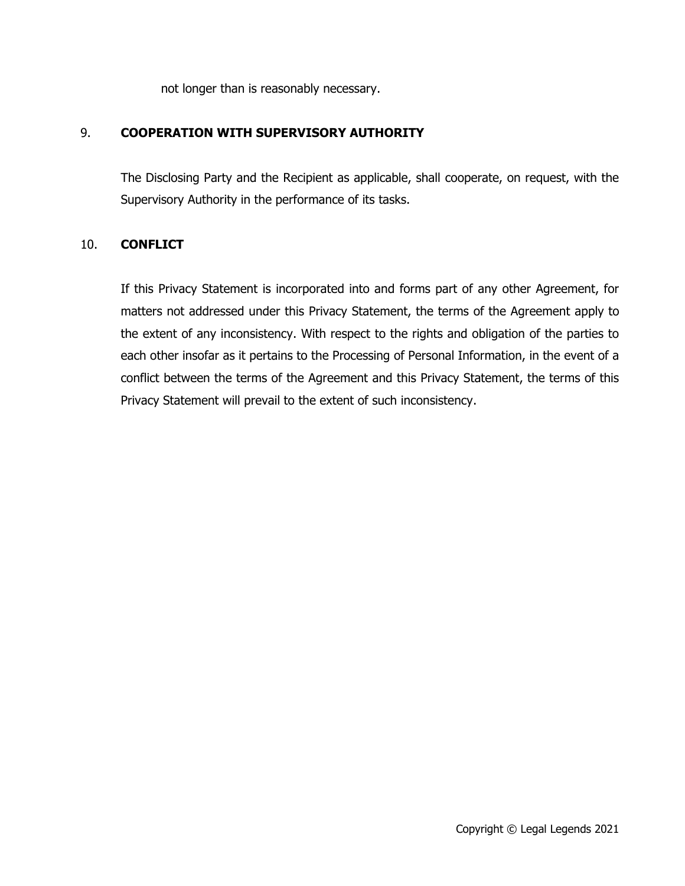not longer than is reasonably necessary.

## 9. COOPERATION WITH SUPERVISORY AUTHORITY

The Disclosing Party and the Recipient as applicable, shall cooperate, on request, with the Supervisory Authority in the performance of its tasks.

## 10. CONFLICT

If this Privacy Statement is incorporated into and forms part of any other Agreement, for matters not addressed under this Privacy Statement, the terms of the Agreement apply to the extent of any inconsistency. With respect to the rights and obligation of the parties to each other insofar as it pertains to the Processing of Personal Information, in the event of a conflict between the terms of the Agreement and this Privacy Statement, the terms of this Privacy Statement will prevail to the extent of such inconsistency.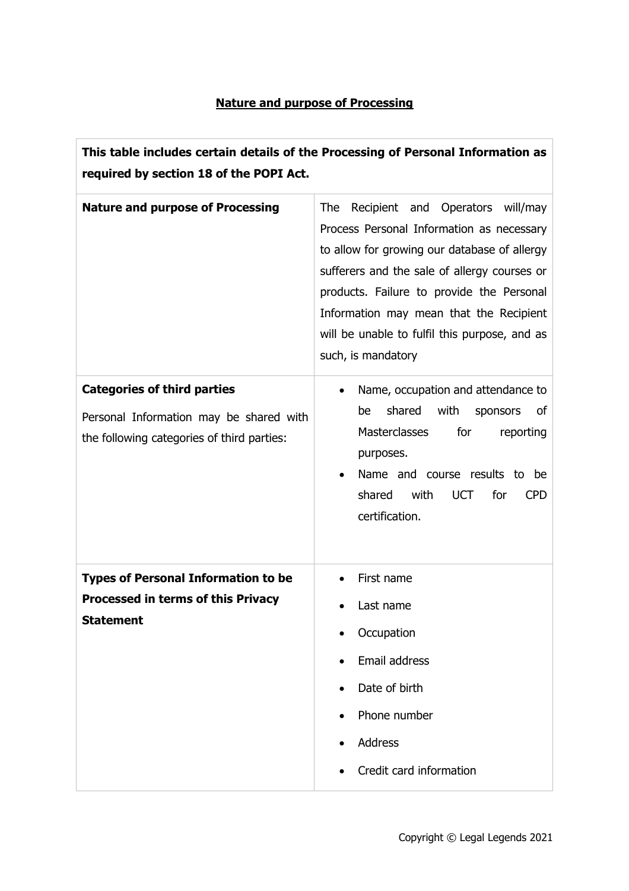**<u>Nature and purpose of Processing</u>**

| This table includes certain details of the Processing of Personal Information as required by section 18 of the POPI Act. | |
|---|---|
| **Nature and purpose of Processing** | The Recipient and Operators will/may Process Personal Information as necessary to allow for growing our database of allergy sufferers and the sale of allergy courses or products. Failure to provide the Personal Information may mean that the Recipient will be unable to fulfil this purpose, and as such, is mandatory |
| **Categories of third parties**<br><br>Personal Information may be shared with the following categories of third parties: | • Name, occupation and attendance to be shared with sponsors of Masterclasses for reporting purposes.<br>• Name and course results to be shared with UCT for CPD certification. |
| **Types of Personal Information to be Processed in terms of this Privacy Statement** | • First name<br>• Last name<br>• Occupation<br>• Email address<br>• Date of birth<br>• Phone number<br>• Address<br>• Credit card information |

Copyright © Legal Legends 2021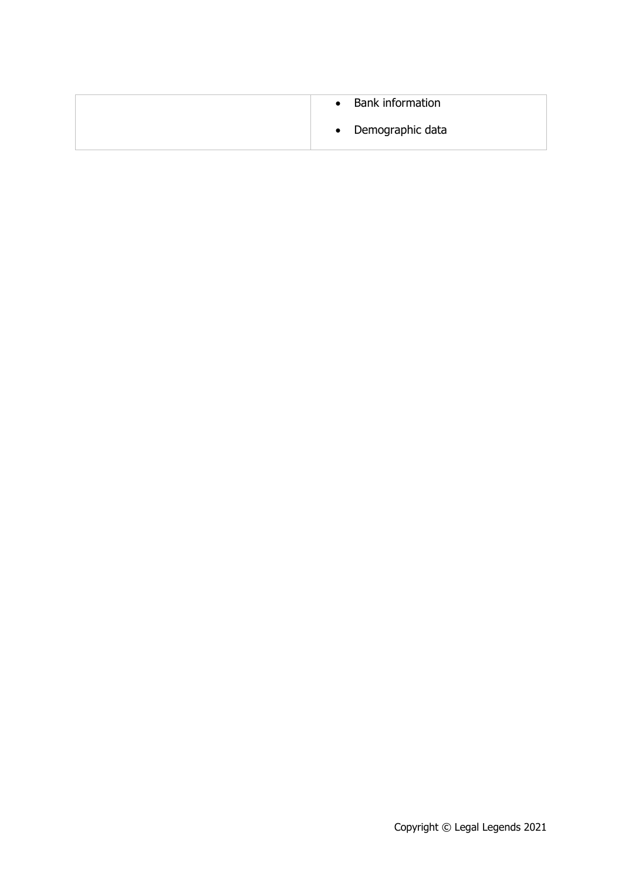| | |
|---|---|
| | • Bank information<br>• Demographic data |

Copyright © Legal Legends 2021